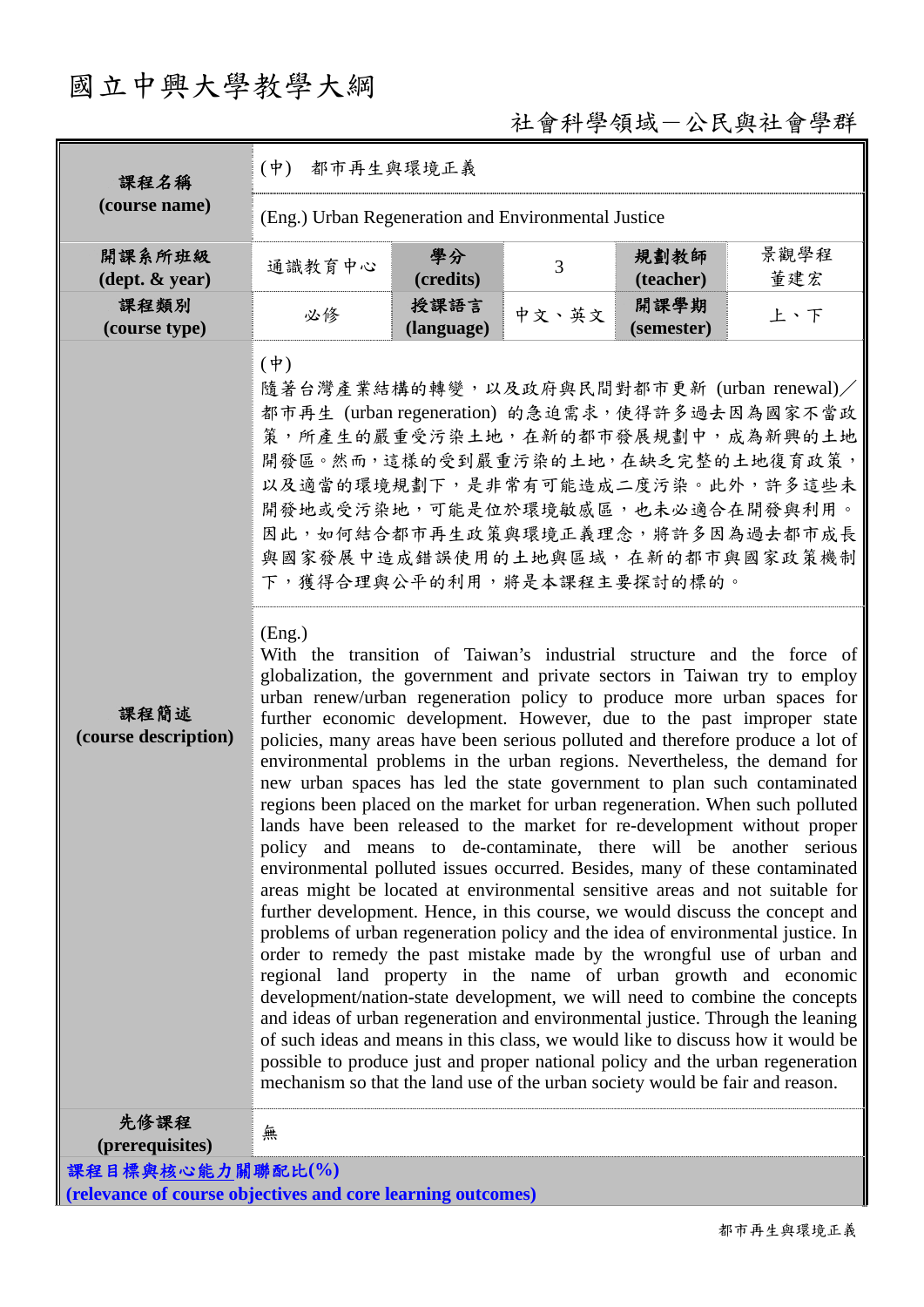# 國立中興大學教學大綱

社會科學領域－公民與社會學群

| 課程名稱<br>(course name) | (中) 都市再生與環境正義 | | | | |
|---|---|---|---|---|---|
| | (Eng.) Urban Regeneration and Environmental Justice | | | | |
| 開課系所班級<br>(dept. & year) | 通識教育中心 | 學分<br>(credits) | 3 | 規劃教師<br>(teacher) | 景觀學程<br>董建宏 |
| 課程類別<br>(course type) | 必修 | 授課語言<br>(language) | 中文、英文 | 開課學期<br>(semester) | 上、下 |
| 課程簡述<br>(course description) | (中)<br>隨著台灣產業結構的轉變，以及政府與民間對都市更新 (urban renewal)／都市再生 (urban regeneration) 的急迫需求，使得許多過去因為國家不當政策，所產生的嚴重受污染土地，在新的都市發展規劃中，成為新興的土地開發區。然而，這樣的受到嚴重污染的土地，在缺乏完整的土地復育政策，以及適當的環境規劃下，是非常有可能造成二度污染。此外，許多這些未開發地或受污染地，可能是位於環境敏感區，也未必適合在開發與利用。因此，如何結合都市再生政策與環境正義理念，將許多因為過去都市成長與國家發展中造成錯誤使用的土地與區域，在新的都市與國家政策機制下，獲得合理與公平的利用，將是本課程主要探討的標的。 | | | | |
| | (Eng.)<br>With the transition of Taiwan's industrial structure and the force of globalization, the government and private sectors in Taiwan try to employ urban renew/urban regeneration policy to produce more urban spaces for further economic development. However, due to the past improper state policies, many areas have been serious polluted and therefore produce a lot of environmental problems in the urban regions. Nevertheless, the demand for new urban spaces has led the state government to plan such contaminated regions been placed on the market for urban regeneration. When such polluted lands have been released to the market for re-development without proper policy and means to de-contaminate, there will be another serious environmental polluted issues occurred. Besides, many of these contaminated areas might be located at environmental sensitive areas and not suitable for further development. Hence, in this course, we would discuss the concept and problems of urban regeneration policy and the idea of environmental justice. In order to remedy the past mistake made by the wrongful use of urban and regional land property in the name of urban growth and economic development/nation-state development, we will need to combine the concepts and ideas of urban regeneration and environmental justice. Through the leaning of such ideas and means in this class, we would like to discuss how it would be possible to produce just and proper national policy and the urban regeneration mechanism so that the land use of the urban society would be fair and reason. | | | | |
| 先修課程<br>(prerequisites) | 無 | | | | |

**課程目標與核心能力關聯配比(%)**
**(relevance of course objectives and core learning outcomes)**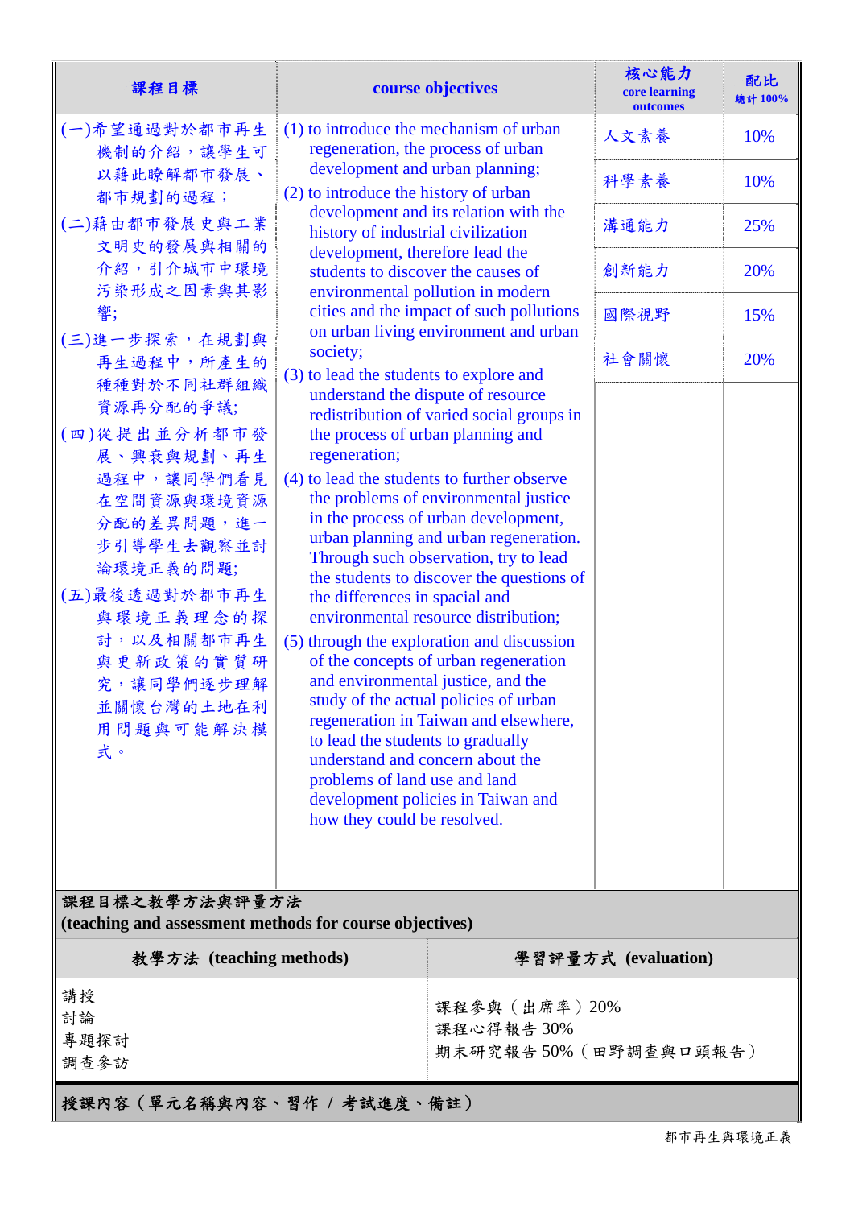| 課程目標 | course objectives | 核心能力 core learning outcomes | 配比 總計 100% |
|---|---|---|---|
| (一)希望通過對於都市再生機制的介紹，讓學生可以藉此瞭解都市發展、都市規劃的過程；<br>(二)藉由都市發展史與工業文明史的發展與相關的介紹，引介城市中環境污染形成之因素與其影響;<br>(三)進一步探索，在規劃與再生過程中，所產生的種種對於不同社群組織資源再分配的爭議;<br>(四)從提出並分析都市發展、興衰與規劃、再生過程中，讓同學們看見在空間資源與環境資源分配的差異問題，進一步引導學生去觀察並討論環境正義的問題;<br>(五)最後透過對於都市再生與環境正義理念的探討，以及相關都市再生與更新政策的實質研究，讓同學們逐步理解並關懷台灣的土地利用問題與可能解決模式。 | (1) to introduce the mechanism of urban regeneration, the process of urban development and urban planning;<br>(2) to introduce the history of urban development and its relation with the history of industrial civilization development, therefore lead the students to discover the causes of environmental pollution in modern cities and the impact of such pollutions on urban living environment and urban society;<br>(3) to lead the students to explore and understand the dispute of resource redistribution of varied social groups in the process of urban planning and regeneration;<br>(4) to lead the students to further observe the problems of environmental justice in the process of urban development, urban planning and urban regeneration. Through such observation, try to lead the students to discover the questions of the differences in spacial and environmental resource distribution;<br>(5) through the exploration and discussion of the concepts of urban regeneration and environmental justice, and the study of the actual policies of urban regeneration in Taiwan and elsewhere, to lead the students to gradually understand and concern about the problems of land use and land development policies in Taiwan and how they could be resolved. | 人文素養<br>科學素養<br>溝通能力<br>創新能力<br>國際視野<br>社會關懷 | 10%<br>10%<br>25%<br>20%<br>15%<br>20% |

**課程目標之教學方法與評量方法**
**(teaching and assessment methods for course objectives)**

| 教學方法 (teaching methods) | 學習評量方式 (evaluation) |
|---|---|
| 講授<br>討論<br>專題探討<br>調查參訪 | 課程參與（出席率）20%<br>課程心得報告 30%<br>期末研究報告 50%（田野調查與口頭報告） |

**授課內容（單元名稱與內容、習作 / 考試進度、備註）**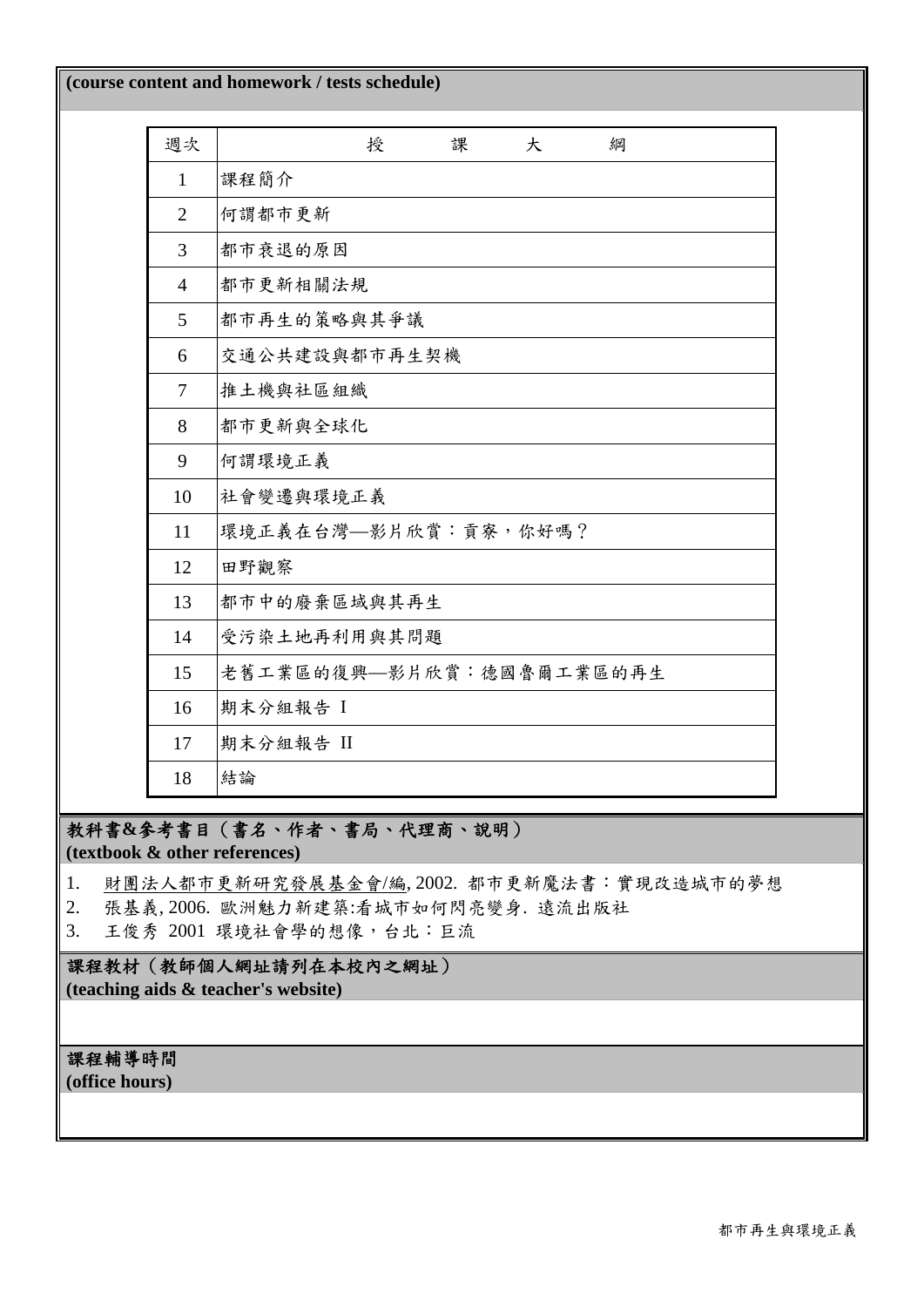**(course content and homework / tests schedule)**

| 週次 | 授　　課　　大　　綱 |
|---|---|
| 1 | 課程簡介 |
| 2 | 何謂都市更新 |
| 3 | 都市衰退的原因 |
| 4 | 都市更新相關法規 |
| 5 | 都市再生的策略與其爭議 |
| 6 | 交通公共建設與都市再生契機 |
| 7 | 推土機與社區組織 |
| 8 | 都市更新與全球化 |
| 9 | 何謂環境正義 |
| 10 | 社會變遷與環境正義 |
| 11 | 環境正義在台灣—影片欣賞：貢寮，你好嗎？ |
| 12 | 田野觀察 |
| 13 | 都市中的廢棄區域與其再生 |
| 14 | 受污染土地再利用與其問題 |
| 15 | 老舊工業區的復興—影片欣賞：德國魯爾工業區的再生 |
| 16 | 期末分組報告 I |
| 17 | 期末分組報告 II |
| 18 | 結論 |

**教科書&參考書目（書名、作者、書局、代理商、說明）**
**(textbook & other references)**

1. 財團法人都市更新研究發展基金會/編, 2002. 都市更新魔法書：實現改造城市的夢想
2. 張基義, 2006. 歐洲魅力新建築:看城市如何閃亮變身. 遠流出版社
3. 王俊秀 2001 環境社會學的想像，台北：巨流

**課程教材（教師個人網址請列在本校內之網址）**
**(teaching aids & teacher's website)**

**課程輔導時間**
**(office hours)**